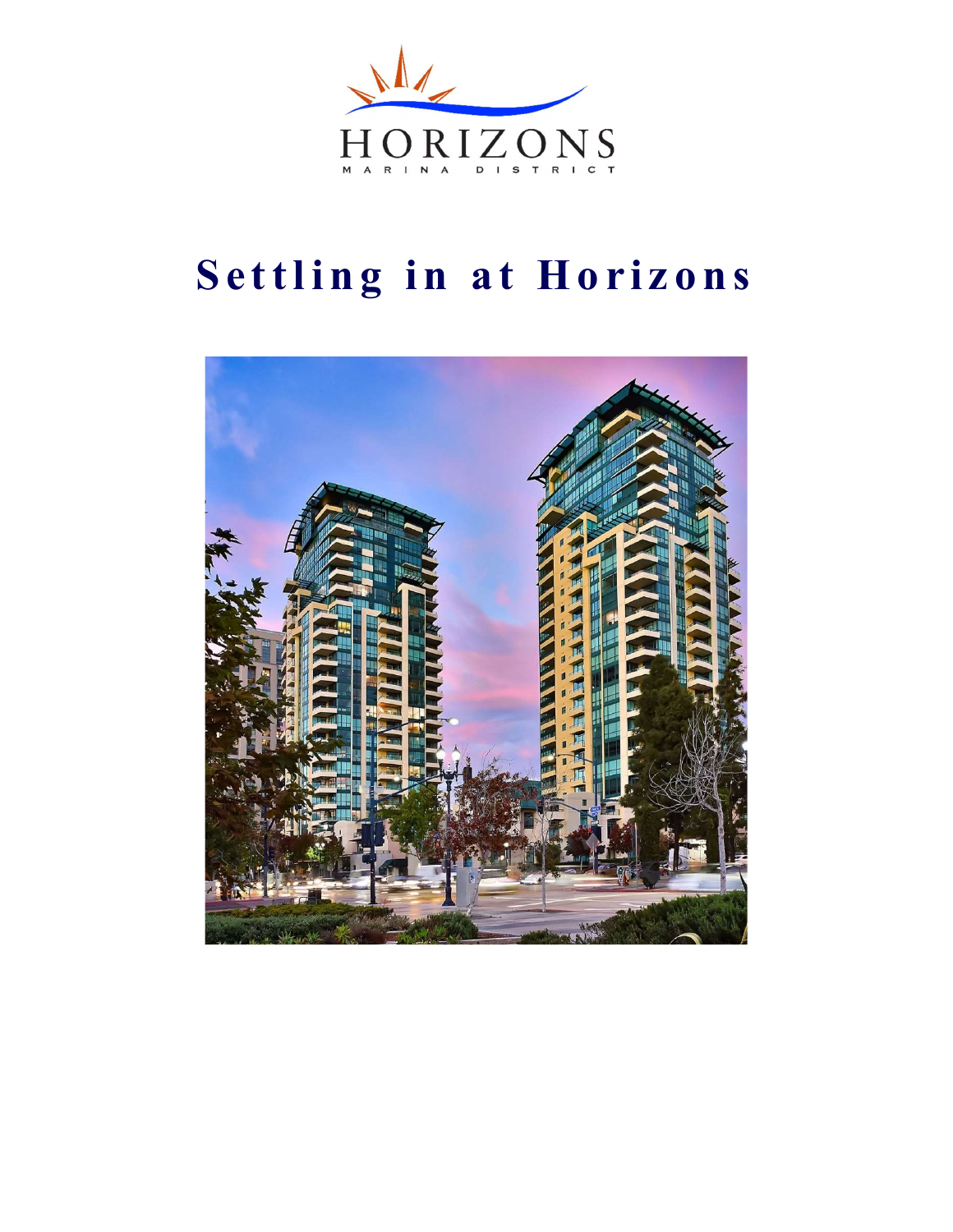HORIZONS

MARINA DISTRICT

# Settling in at Horizons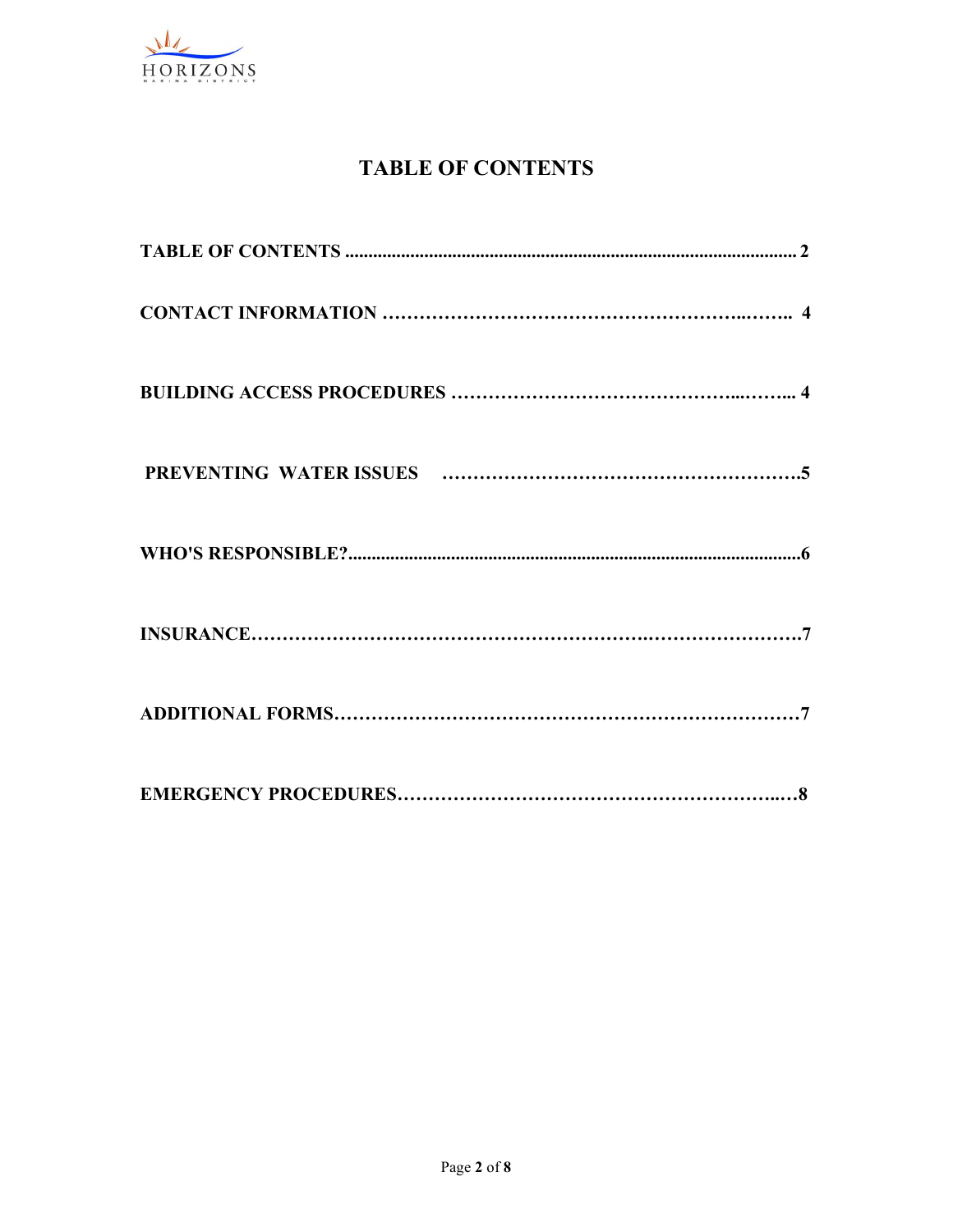# TABLE OF CONTENTS

**TABLE OF CONTENTS** ................................................................................................ **2**

**CONTACT INFORMATION** ……………………………………………….…….. **4**

**BUILDING ACCESS PROCEDURES** ……………………………………...…... **4**

**PREVENTING WATER ISSUES** ……………………………………………….**5**

**WHO'S RESPONSIBLE?**.................................................................................................**6**

**INSURANCE**…………………………………………………….…………………….**7**

**ADDITIONAL FORMS**………………………………………………………………**7**

**EMERGENCY PROCEDURES**………………………………………………...…**8**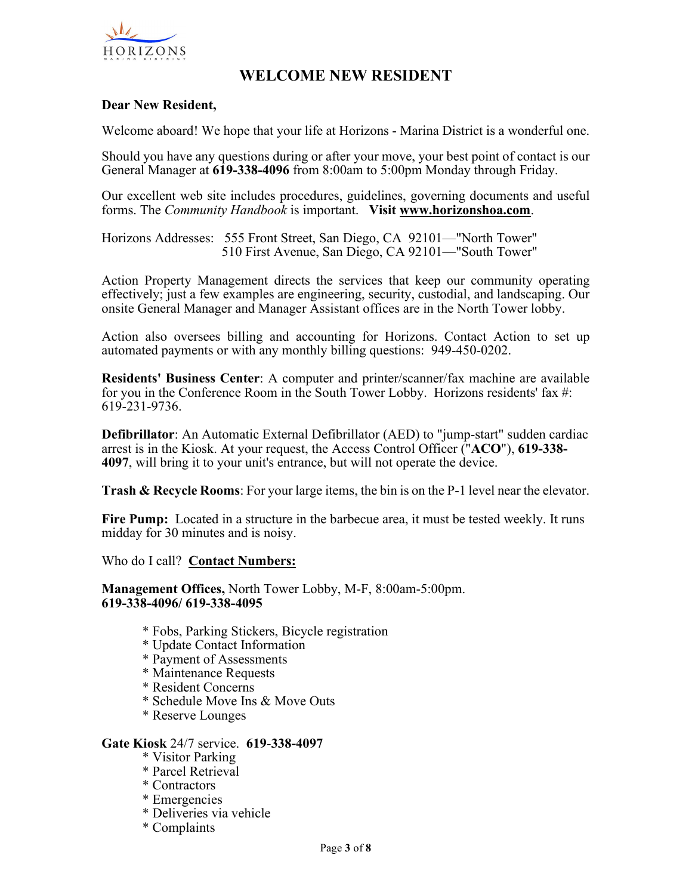# WELCOME NEW RESIDENT

**Dear New Resident,**

Welcome aboard! We hope that your life at Horizons - Marina District is a wonderful one.

Should you have any questions during or after your move, your best point of contact is our General Manager at **619-338-4096** from 8:00am to 5:00pm Monday through Friday.

Our excellent web site includes procedures, guidelines, governing documents and useful forms. The *Community Handbook* is important. **Visit <u>www.horizonshoa.com</u>**.

Horizons Addresses: 555 Front Street, San Diego, CA 92101—"North Tower"
510 First Avenue, San Diego, CA 92101—"South Tower"

Action Property Management directs the services that keep our community operating effectively; just a few examples are engineering, security, custodial, and landscaping. Our onsite General Manager and Manager Assistant offices are in the North Tower lobby.

Action also oversees billing and accounting for Horizons. Contact Action to set up automated payments or with any monthly billing questions: 949-450-0202.

**Residents' Business Center**: A computer and printer/scanner/fax machine are available for you in the Conference Room in the South Tower Lobby. Horizons residents' fax #: 619-231-9736.

**Defibrillator**: An Automatic External Defibrillator (AED) to "jump-start" sudden cardiac arrest is in the Kiosk. At your request, the Access Control Officer ("**ACO**"), **619-338-4097**, will bring it to your unit's entrance, but will not operate the device.

**Trash & Recycle Rooms**: For your large items, the bin is on the P-1 level near the elevator.

**Fire Pump:** Located in a structure in the barbecue area, it must be tested weekly. It runs midday for 30 minutes and is noisy.

Who do I call? **<u>Contact Numbers:</u>**

**Management Offices,** North Tower Lobby, M-F, 8:00am-5:00pm.
**619-338-4096/ 619-338-4095**

- Fobs, Parking Stickers, Bicycle registration
- Update Contact Information
- Payment of Assessments
- Maintenance Requests
- Resident Concerns
- Schedule Move Ins & Move Outs
- Reserve Lounges

**Gate Kiosk** 24/7 service. **619-338-4097**

- Visitor Parking
- Parcel Retrieval
- Contractors
- Emergencies
- Deliveries via vehicle
- Complaints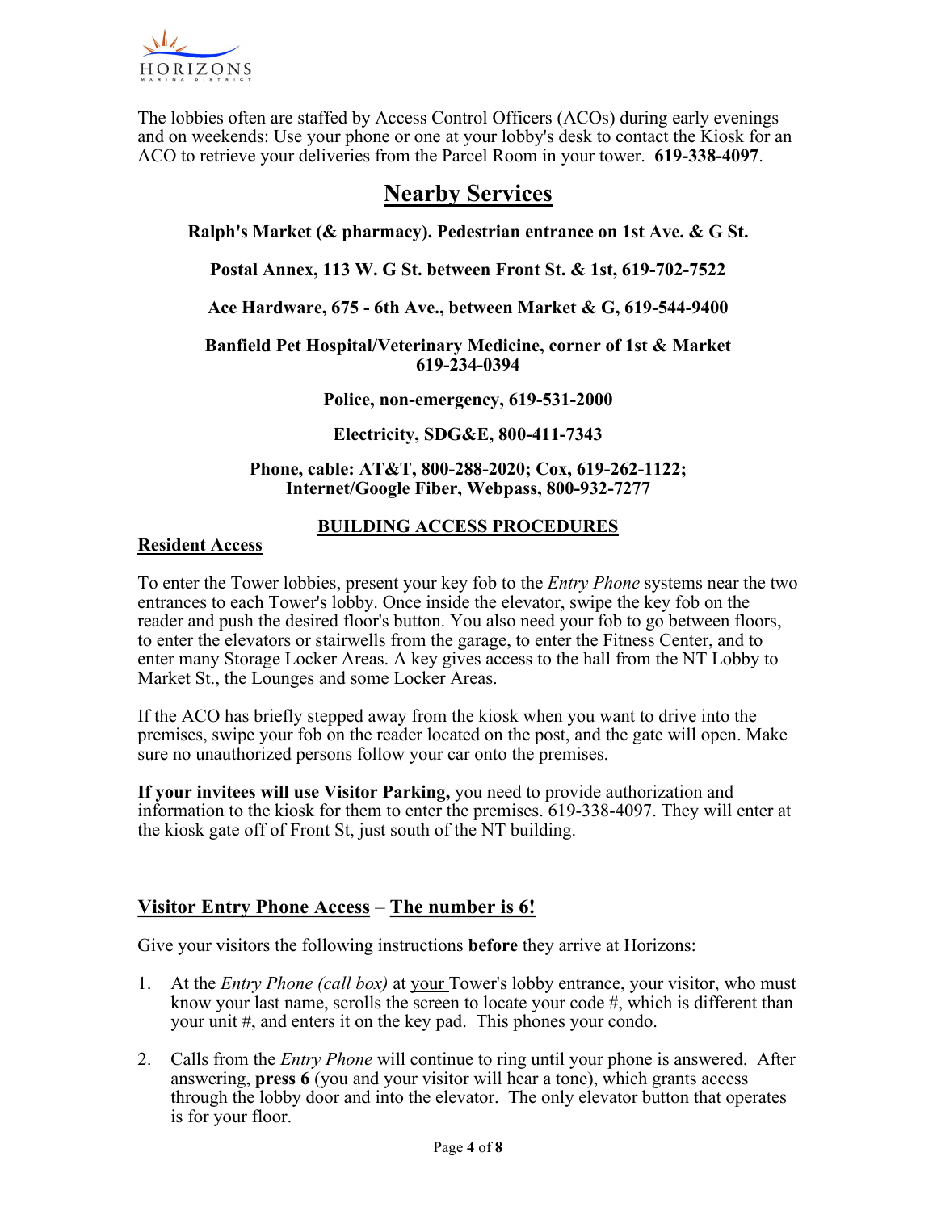The lobbies often are staffed by Access Control Officers (ACOs) during early evenings and on weekends: Use your phone or one at your lobby's desk to contact the Kiosk for an ACO to retrieve your deliveries from the Parcel Room in your tower. **619-338-4097**.

# Nearby Services

**Ralph's Market (& pharmacy). Pedestrian entrance on 1st Ave. & G St.**

**Postal Annex, 113 W. G St. between Front St. & 1st, 619-702-7522**

**Ace Hardware, 675 - 6th Ave., between Market & G, 619-544-9400**

**Banfield Pet Hospital/Veterinary Medicine, corner of 1st & Market 619-234-0394**

**Police, non-emergency, 619-531-2000**

**Electricity, SDG&E, 800-411-7343**

**Phone, cable: AT&T, 800-288-2020; Cox, 619-262-1122; Internet/Google Fiber, Webpass, 800-932-7277**

## BUILDING ACCESS PROCEDURES

### Resident Access

To enter the Tower lobbies, present your key fob to the *Entry Phone* systems near the two entrances to each Tower's lobby. Once inside the elevator, swipe the key fob on the reader and push the desired floor's button. You also need your fob to go between floors, to enter the elevators or stairwells from the garage, to enter the Fitness Center, and to enter many Storage Locker Areas. A key gives access to the hall from the NT Lobby to Market St., the Lounges and some Locker Areas.

If the ACO has briefly stepped away from the kiosk when you want to drive into the premises, swipe your fob on the reader located on the post, and the gate will open. Make sure no unauthorized persons follow your car onto the premises.

**If your invitees will use Visitor Parking,** you need to provide authorization and information to the kiosk for them to enter the premises. 619-338-4097. They will enter at the kiosk gate off of Front St, just south of the NT building.

### Visitor Entry Phone Access – The number is 6!

Give your visitors the following instructions **before** they arrive at Horizons:

1. At the *Entry Phone (call box)* at your Tower's lobby entrance, your visitor, who must know your last name, scrolls the screen to locate your code #, which is different than your unit #, and enters it on the key pad. This phones your condo.
2. Calls from the *Entry Phone* will continue to ring until your phone is answered. After answering, **press 6** (you and your visitor will hear a tone), which grants access through the lobby door and into the elevator. The only elevator button that operates is for your floor.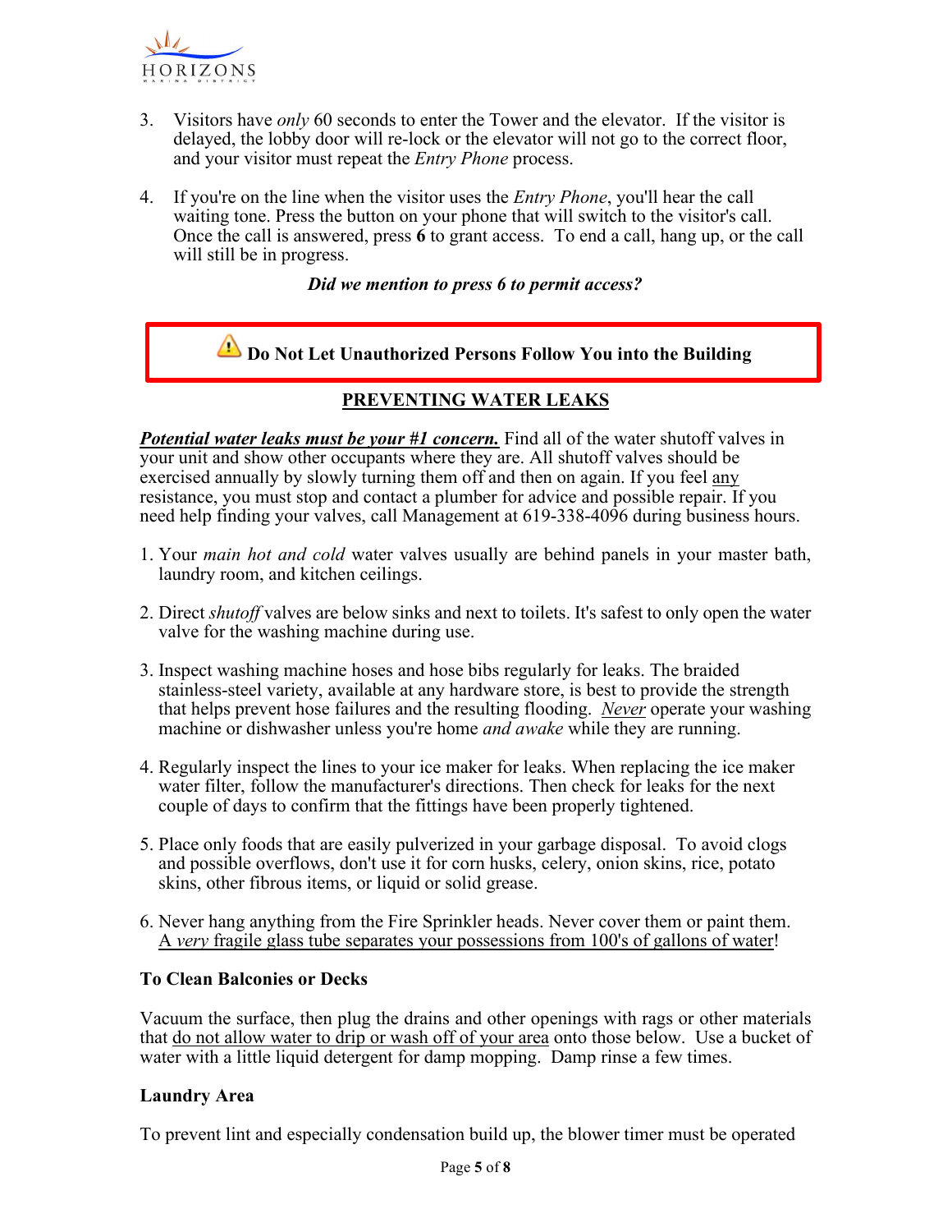3. Visitors have *only* 60 seconds to enter the Tower and the elevator. If the visitor is delayed, the lobby door will re-lock or the elevator will not go to the correct floor, and your visitor must repeat the *Entry Phone* process.

4. If you're on the line when the visitor uses the *Entry Phone*, you'll hear the call waiting tone. Press the button on your phone that will switch to the visitor's call. Once the call is answered, press **6** to grant access. To end a call, hang up, or the call will still be in progress.

***Did we mention to press 6 to permit access?***

⚠ **Do Not Let Unauthorized Persons Follow You into the Building**

## PREVENTING WATER LEAKS

***Potential water leaks must be your #1 concern.*** Find all of the water shutoff valves in your unit and show other occupants where they are. All shutoff valves should be exercised annually by slowly turning them off and then on again. If you feel any resistance, you must stop and contact a plumber for advice and possible repair. If you need help finding your valves, call Management at 619-338-4096 during business hours.

1. Your *main hot and cold* water valves usually are behind panels in your master bath, laundry room, and kitchen ceilings.

2. Direct *shutoff* valves are below sinks and next to toilets. It's safest to only open the water valve for the washing machine during use.

3. Inspect washing machine hoses and hose bibs regularly for leaks. The braided stainless-steel variety, available at any hardware store, is best to provide the strength that helps prevent hose failures and the resulting flooding. *Never* operate your washing machine or dishwasher unless you're home *and awake* while they are running.

4. Regularly inspect the lines to your ice maker for leaks. When replacing the ice maker water filter, follow the manufacturer's directions. Then check for leaks for the next couple of days to confirm that the fittings have been properly tightened.

5. Place only foods that are easily pulverized in your garbage disposal. To avoid clogs and possible overflows, don't use it for corn husks, celery, onion skins, rice, potato skins, other fibrous items, or liquid or solid grease.

6. Never hang anything from the Fire Sprinkler heads. Never cover them or paint them. A *very* fragile glass tube separates your possessions from 100's of gallons of water!

### To Clean Balconies or Decks

Vacuum the surface, then plug the drains and other openings with rags or other materials that do not allow water to drip or wash off of your area onto those below. Use a bucket of water with a little liquid detergent for damp mopping. Damp rinse a few times.

### Laundry Area

To prevent lint and especially condensation build up, the blower timer must be operated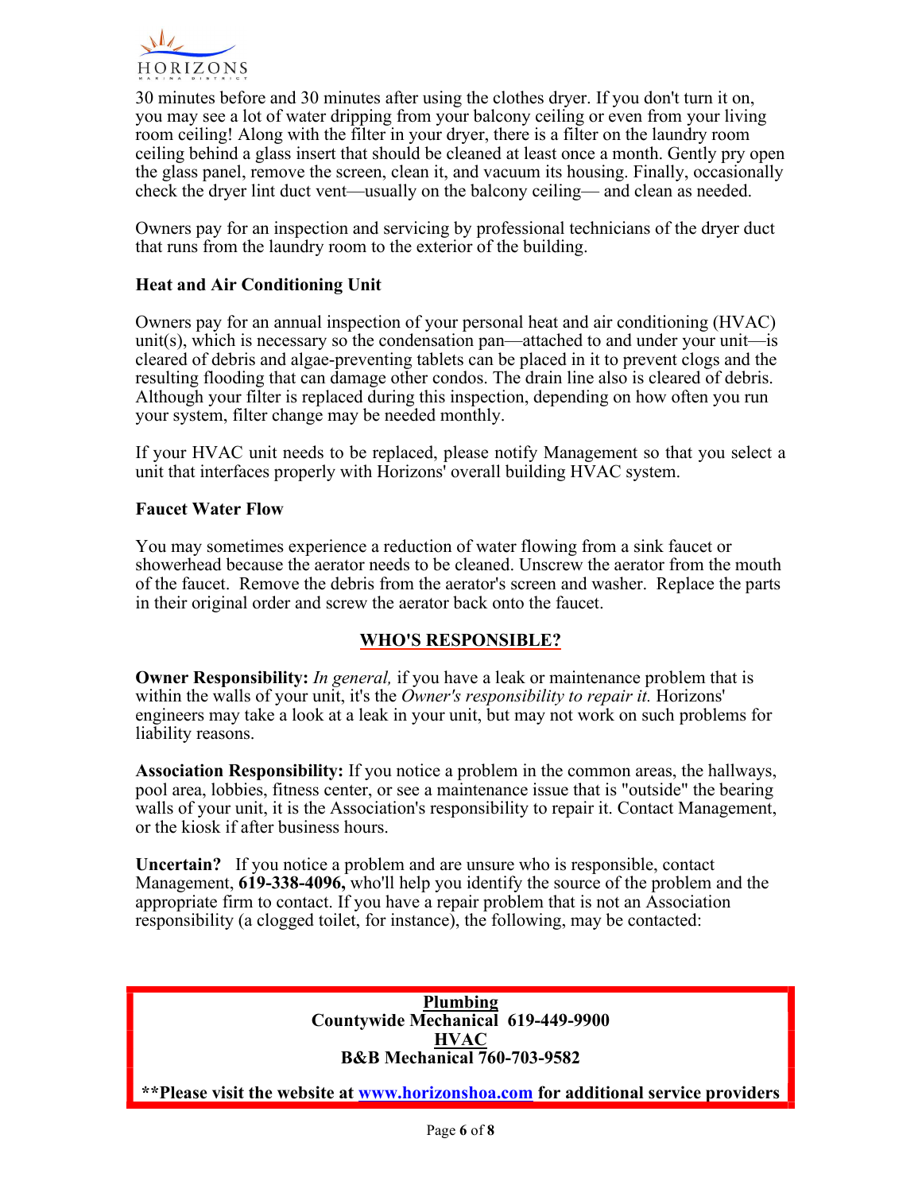30 minutes before and 30 minutes after using the clothes dryer. If you don't turn it on, you may see a lot of water dripping from your balcony ceiling or even from your living room ceiling! Along with the filter in your dryer, there is a filter on the laundry room ceiling behind a glass insert that should be cleaned at least once a month. Gently pry open the glass panel, remove the screen, clean it, and vacuum its housing. Finally, occasionally check the dryer lint duct vent—usually on the balcony ceiling— and clean as needed.

Owners pay for an inspection and servicing by professional technicians of the dryer duct that runs from the laundry room to the exterior of the building.

**Heat and Air Conditioning Unit**

Owners pay for an annual inspection of your personal heat and air conditioning (HVAC) unit(s), which is necessary so the condensation pan—attached to and under your unit—is cleared of debris and algae-preventing tablets can be placed in it to prevent clogs and the resulting flooding that can damage other condos. The drain line also is cleared of debris. Although your filter is replaced during this inspection, depending on how often you run your system, filter change may be needed monthly.

If your HVAC unit needs to be replaced, please notify Management so that you select a unit that interfaces properly with Horizons' overall building HVAC system.

**Faucet Water Flow**

You may sometimes experience a reduction of water flowing from a sink faucet or showerhead because the aerator needs to be cleaned. Unscrew the aerator from the mouth of the faucet. Remove the debris from the aerator's screen and washer. Replace the parts in their original order and screw the aerator back onto the faucet.

## WHO'S RESPONSIBLE?

**Owner Responsibility:** *In general,* if you have a leak or maintenance problem that is within the walls of your unit, it's the *Owner's responsibility to repair it.* Horizons' engineers may take a look at a leak in your unit, but may not work on such problems for liability reasons.

**Association Responsibility:** If you notice a problem in the common areas, the hallways, pool area, lobbies, fitness center, or see a maintenance issue that is "outside" the bearing walls of your unit, it is the Association's responsibility to repair it. Contact Management, or the kiosk if after business hours.

**Uncertain?** If you notice a problem and are unsure who is responsible, contact Management, **619-338-4096,** who'll help you identify the source of the problem and the appropriate firm to contact. If you have a repair problem that is not an Association responsibility (a clogged toilet, for instance), the following, may be contacted:

**Plumbing**
**Countywide Mechanical 619-449-9900**
**HVAC**
**B&B Mechanical 760-703-9582**

**\*\*Please visit the website at www.horizonshoa.com for additional service providers**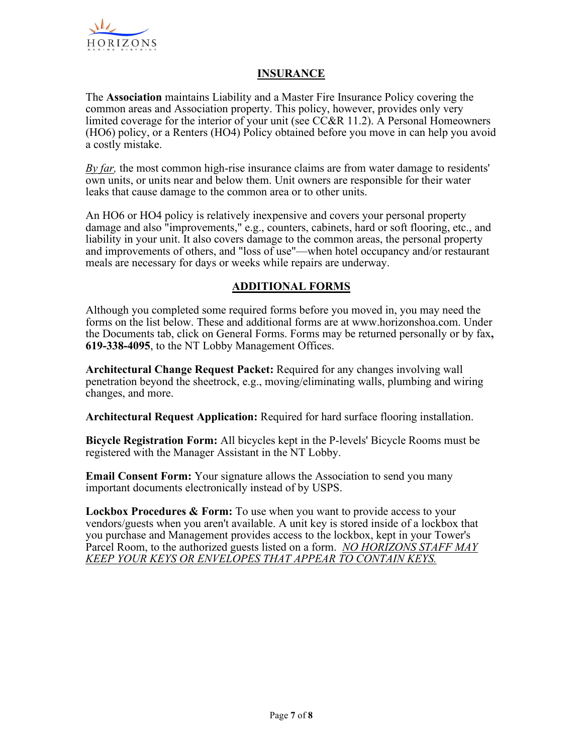## INSURANCE

The **Association** maintains Liability and a Master Fire Insurance Policy covering the common areas and Association property. This policy, however, provides only very limited coverage for the interior of your unit (see CC&R 11.2). A Personal Homeowners (HO6) policy, or a Renters (HO4) Policy obtained before you move in can help you avoid a costly mistake.

*By far,* the most common high-rise insurance claims are from water damage to residents' own units, or units near and below them. Unit owners are responsible for their water leaks that cause damage to the common area or to other units.

An HO6 or HO4 policy is relatively inexpensive and covers your personal property damage and also "improvements," e.g., counters, cabinets, hard or soft flooring, etc., and liability in your unit. It also covers damage to the common areas, the personal property and improvements of others, and "loss of use"—when hotel occupancy and/or restaurant meals are necessary for days or weeks while repairs are underway.

## ADDITIONAL FORMS

Although you completed some required forms before you moved in, you may need the forms on the list below. These and additional forms are at www.horizonshoa.com. Under the Documents tab, click on General Forms. Forms may be returned personally or by fax**, 619-338-4095**, to the NT Lobby Management Offices.

**Architectural Change Request Packet:** Required for any changes involving wall penetration beyond the sheetrock, e.g., moving/eliminating walls, plumbing and wiring changes, and more.

**Architectural Request Application:** Required for hard surface flooring installation.

**Bicycle Registration Form:** All bicycles kept in the P-levels' Bicycle Rooms must be registered with the Manager Assistant in the NT Lobby.

**Email Consent Form:** Your signature allows the Association to send you many important documents electronically instead of by USPS.

**Lockbox Procedures & Form:** To use when you want to provide access to your vendors/guests when you aren't available. A unit key is stored inside of a lockbox that you purchase and Management provides access to the lockbox, kept in your Tower's Parcel Room, to the authorized guests listed on a form. *NO HORIZONS STAFF MAY KEEP YOUR KEYS OR ENVELOPES THAT APPEAR TO CONTAIN KEYS.*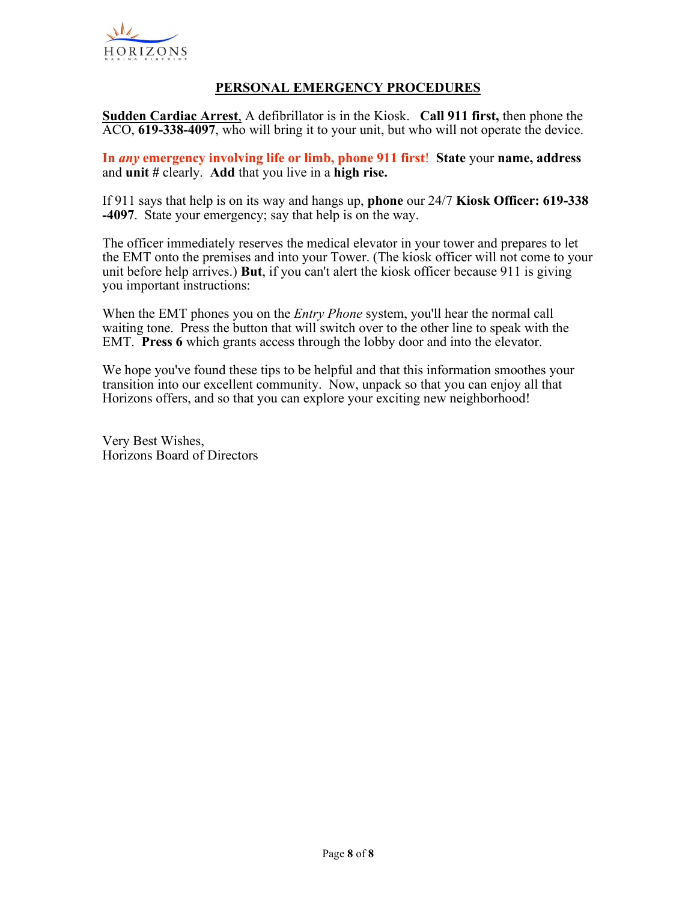## PERSONAL EMERGENCY PROCEDURES

**Sudden Cardiac Arrest**, A defibrillator is in the Kiosk. **Call 911 first,** then phone the ACO, **619-338-4097**, who will bring it to your unit, but who will not operate the device.

**In *any* emergency involving life or limb, phone 911 first**! **State** your **name, address** and **unit #** clearly. **Add** that you live in a **high rise.**

If 911 says that help is on its way and hangs up, **phone** our 24/7 **Kiosk Officer: 619-338 -4097**. State your emergency; say that help is on the way.

The officer immediately reserves the medical elevator in your tower and prepares to let the EMT onto the premises and into your Tower. (The kiosk officer will not come to your unit before help arrives.) **But**, if you can't alert the kiosk officer because 911 is giving you important instructions:

When the EMT phones you on the *Entry Phone* system, you'll hear the normal call waiting tone. Press the button that will switch over to the other line to speak with the EMT. **Press 6** which grants access through the lobby door and into the elevator.

We hope you've found these tips to be helpful and that this information smoothes your transition into our excellent community. Now, unpack so that you can enjoy all that Horizons offers, and so that you can explore your exciting new neighborhood!

Very Best Wishes,
Horizons Board of Directors